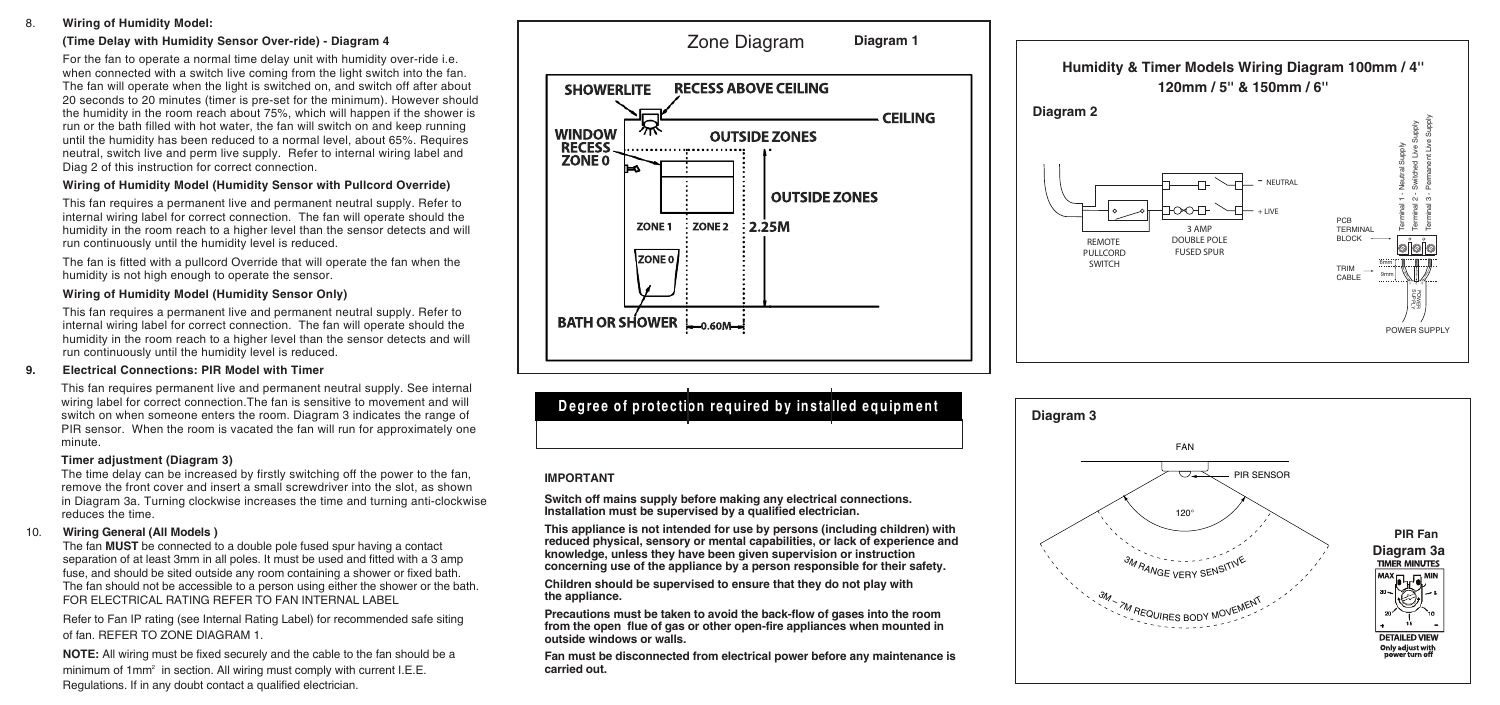## 8. Wiring of Humidity Model:

### (Time Delay with Humidity Sensor Over-ride) - Diagram 4

For the fan to operate a normal time delay unit with humidity over-ride i.e. when connected with a switch live coming from the light switch into the fan. The fan will operate when the light is switched on, and switch off after about 20 seconds to 20 minutes (timer is pre-set for the minimum). However should the humidity in the room reach about 75%, which will happen if the shower is run or the bath filled with hot water, the fan will switch on and keep running until the humidity has been reduced to a normal level, about 65%. Requires neutral, switch live and perm live supply. Refer to internal wiring label and Diag 2 of this instruction for correct connection.

### Wiring of Humidity Model (Humidity Sensor with Pullcord Override)

This fan requires a permanent live and permanent neutral supply. Refer to internal wiring label for correct connection. The fan will operate should the humidity in the room reach to a higher level than the sensor detects and will run continuously until the humidity level is reduced.

The fan is fitted with a pullcord Override that will operate the fan when the humidity is not high enough to operate the sensor.

### Wiring of Humidity Model (Humidity Sensor Only)

This fan requires a permanent live and permanent neutral supply. Refer to internal wiring label for correct connection. The fan will operate should the humidity in the room reach to a higher level than the sensor detects and will run continuously until the humidity level is reduced.

## 9. Electrical Connections: PIR Model with Timer

This fan requires permanent live and permanent neutral supply. See internal wiring label for correct connection.The fan is sensitive to movement and will switch on when someone enters the room. Diagram 3 indicates the range of PIR sensor. When the room is vacated the fan will run for approximately one minute.

### Timer adjustment (Diagram 3)

The time delay can be increased by firstly switching off the power to the fan, remove the front cover and insert a small screwdriver into the slot, as shown in Diagram 3a. Turning clockwise increases the time and turning anti-clockwise reduces the time.

## 10. Wiring General (All Models )

The fan **MUST** be connected to a double pole fused spur having a contact separation of at least 3mm in all poles. It must be used and fitted with a 3 amp fuse, and should be sited outside any room containing a shower or fixed bath. The fan should not be accessible to a person using either the shower or the bath. FOR ELECTRICAL RATING REFER TO FAN INTERNAL LABEL

Refer to Fan IP rating (see Internal Rating Label) for recommended safe siting of fan. REFER TO ZONE DIAGRAM 1.

**NOTE:** All wiring must be fixed securely and the cable to the fan should be a minimum of $1mm^2$ in section. All wiring must comply with current I.E.E. Regulations. If in any doubt contact a qualified electrician.

### Zone Diagram — Diagram 1

SHOWERLITE — RECESS ABOVE CEILING — CEILING — WINDOW RECESS ZONE 0 — OUTSIDE ZONES — OUTSIDE ZONES — ZONE 1 — ZONE 2 — 2.25M — ZONE 0 — BATH OR SHOWER — 0.60M

### Degree of protection required by installed equipment

### Humidity & Timer Models Wiring Diagram 100mm / 4" 120mm / 5" & 150mm / 6"

**Diagram 2**

NEUTRAL — + LIVE — REMOTE PULLCORD SWITCH — 3 AMP DOUBLE POLE FUSED SPUR — PCB TERMINAL BLOCK — Terminal 1 - Neutral Supply — Terminal 2 - Switched Live Supply — Terminal 3 - Permanent Live Supply — TRIM CABLE — POWER SUPPLY

### IMPORTANT

**Switch off mains supply before making any electrical connections. Installation must be supervised by a qualified electrician.**

**This appliance is not intended for use by persons (including children) with reduced physical, sensory or mental capabilities, or lack of experience and knowledge, unless they have been given supervision or instruction concerning use of the appliance by a person responsible for their safety.**

**Children should be supervised to ensure that they do not play with the appliance.**

**Precautions must be taken to avoid the back-flow of gases into the room from the open flue of gas or other open-fire appliances when mounted in outside windows or walls.**

**Fan must be disconnected from electrical power before any maintenance is carried out.**

**Diagram 3**

FAN — PIR SENSOR — 120° — 3M RANGE VERY SENSITIVE — 3M – 7M REQUIRES BODY MOVEMENT

**PIR Fan Diagram 3a**

TIMER MINUTES — MAX — MIN — 30 — 5 — 20 — 10 — 15 — + — −

DETAILED VIEW — Only adjust with power turn off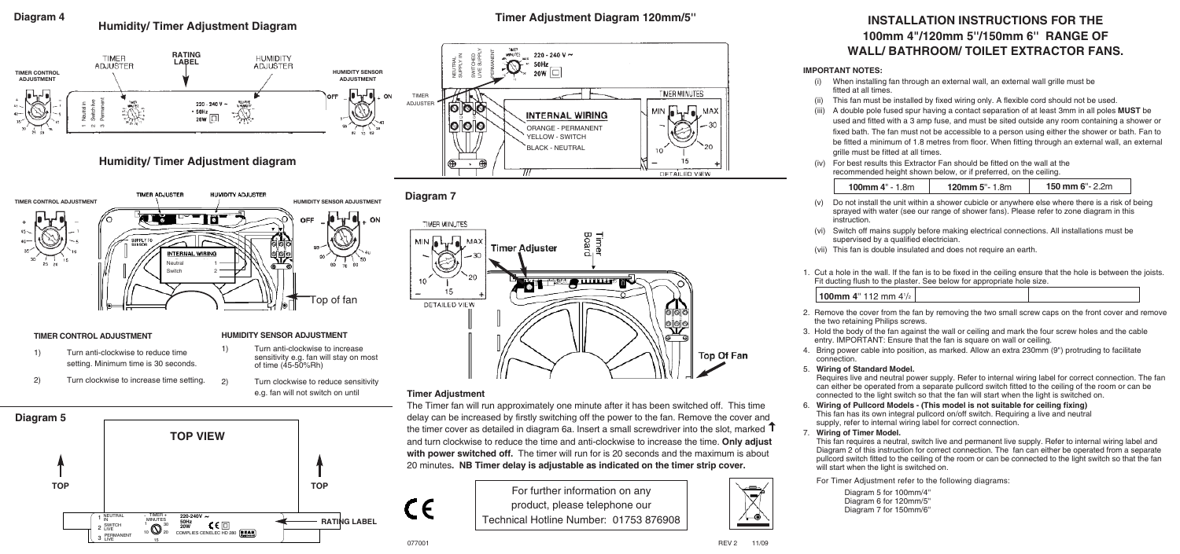## Diagram 4

### Humidity/ Timer Adjustment Diagram

TIMER CONTROL ADJUSTMENT

TIMER ADJUSTER

RATING LABEL

HUMIDITY ADJUSTER

HUMIDITY SENSOR ADJUSTMENT

1 Neutral in
2 Switch live
3 Permanent

220 - 240 V ~
• 50Hz
20W

OFF ON

### Humidity/ Timer Adjustment diagram

TIMER CONTROL ADJUSTMENT

TIMER ADJUSTER

HUMIDITY ADJUSTER

HUMIDITY SENSOR ADJUSTMENT

SUPPLY TO SENSOR

INTERNAL WIRING

Neutral 1
Switch 2

Top of fan

#### TIMER CONTROL ADJUSTMENT

1) Turn anti-clockwise to reduce time setting. Minimum time is 30 seconds.
2) Turn clockwise to increase time setting.

#### HUMIDITY SENSOR ADJUSTMENT

1) Turn anti-clockwise to increase sensitivity e.g. fan will stay on most of time (45-50%Rh)
2) Turn clockwise to reduce sensitivity e.g. fan will not switch on until

## Diagram 5

TOP VIEW

TOP

TOP

1 NEUTRAL IN
2 SWITCH LIVE
3 PERMANENT LIVE

TIMER MINUTES

220-240V ~
50Hz
20W
COMPLIES CENELEC HD 280

RATING LABEL

## Timer Adjustment Diagram 120mm/5"

NEUTRAL SUPPLY IN
SWITCHED LIVE SUPPLY
PERMANENT

220 - 240 V ~
50Hz
20W

TIMER ADJUSTER

INTERNAL WIRING

ORANGE - PERMANENT
YELLOW - SWITCH
BLACK - NEUTRAL

TIMER MINUTES

DETAILED VIEW

## Diagram 7

TIMER MINUTES

Timer Adjuster

Timer Board

DETAILED VIEW

Top Of Fan

### Timer Adjustment

The Timer fan will run approximately one minute after it has been switched off. This time delay can be increased by firstly switching off the power to the fan. Remove the cover and the timer cover as detailed in diagram 6a. Insert a small screwdriver into the slot, marked ↑ and turn clockwise to reduce the time and anti-clockwise to increase the time. **Only adjust with power switched off.** The timer will run for is 20 seconds and the maximum is about 20 minutes**. NB Timer delay is adjustable as indicated on the timer strip cover.**

For further information on any product, please telephone our Technical Hotline Number: 01753 876908

077001

REV 2 11/09

# INSTALLATION INSTRUCTIONS FOR THE 100mm 4"/120mm 5"/150mm 6" RANGE OF WALL/ BATHROOM/ TOILET EXTRACTOR FANS.

**IMPORTANT NOTES:**

(i) When installing fan through an external wall, an external wall grille must be fitted at all times.

(ii) This fan must be installed by fixed wiring only. A flexible cord should not be used.

(iii) A double pole fused spur having a contact separation of at least 3mm in all poles **MUST** be used and fitted with a 3 amp fuse, and must be sited outside any room containing a shower or fixed bath. The fan must not be accessible to a person using either the shower or bath. Fan to be fitted a minimum of 1.8 metres from floor. When fitting through an external wall, an external grille must be fitted at all times.

(iv) For best results this Extractor Fan should be fitted on the wall at the recommended height shown below, or if preferred, on the ceiling.

| **100mm** 4" - 1.8m | **120mm** 5"- 1.8m | **150 mm** 6"- 2.2m |
|---|---|---|

(v) Do not install the unit within a shower cubicle or anywhere else where there is a risk of being sprayed with water (see our range of shower fans). Please refer to zone diagram in this instruction.

(vi) Switch off mains supply before making electrical connections. All installations must be supervised by a qualified electrician.

(vii) This fan is double insulated and does not require an earth.

1. Cut a hole in the wall. If the fan is to be fixed in the ceiling ensure that the hole is between the joists. Fit ducting flush to the plaster. See below for appropriate hole size.

| **100mm** 4" 112 mm 4½ | |
|---|---|

2. Remove the cover from the fan by removing the two small screw caps on the front cover and remove the two retaining Philips screws.
3. Hold the body of the fan against the wall or ceiling and mark the four screw holes and the cable entry. IMPORTANT: Ensure that the fan is square on wall or ceiling.
4. Bring power cable into position, as marked. Allow an extra 230mm (9") protruding to facilitate connection.
5. **Wiring of Standard Model.**
   Requires live and neutral power supply. Refer to internal wiring label for correct connection. The fan can either be operated from a separate pullcord switch fitted to the ceiling of the room or can be connected to the light switch so that the fan will start when the light is switched on.
6. **Wiring of Pullcord Models - (This model is not suitable for ceiling fixing)**
   This fan has its own integral pullcord on/off switch. Requiring a live and neutral supply, refer to internal wiring label for correct connection.
7. **Wiring of Timer Model.**
   This fan requires a neutral, switch live and permanent live supply. Refer to internal wiring label and Diagram 2 of this instruction for correct connection. The fan can either be operated from a separate pullcord switch fitted to the ceiling of the room or can be connected to the light switch so that the fan will start when the light is switched on.

For Timer Adjustment refer to the following diagrams:

Diagram 5 for 100mm/4"
Diagram 6 for 120mm/5"
Diagram 7 for 150mm/6"